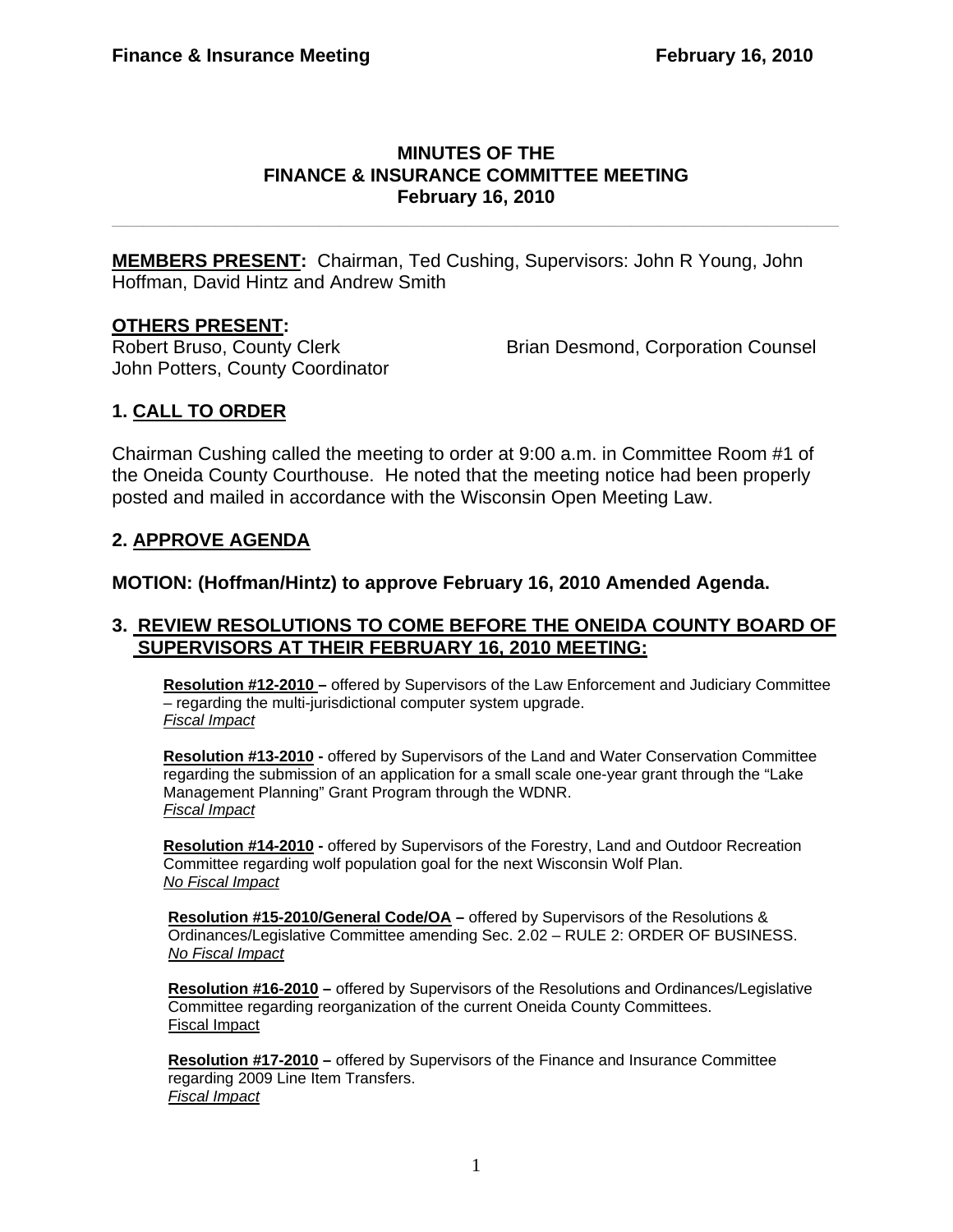# MINUTES OF THE FINANCE & INSURANCE COMMITTEE MEETING

## February 16, 2010

---

**MEMBERS PRESENT:** Chairman, Ted Cushing, Supervisors: John R Young, John Hoffman, David Hintz and Andrew Smith

**OTHERS PRESENT:**

Robert Bruso, County Clerk
Brian Desmond, Corporation Counsel
John Potters, County Coordinator

## 1. CALL TO ORDER

Chairman Cushing called the meeting to order at 9:00 a.m. in Committee Room #1 of the Oneida County Courthouse. He noted that the meeting notice had been properly posted and mailed in accordance with the Wisconsin Open Meeting Law.

## 2. APPROVE AGENDA

**MOTION: (Hoffman/Hintz) to approve February 16, 2010 Amended Agenda.**

## 3. REVIEW RESOLUTIONS TO COME BEFORE THE ONEIDA COUNTY BOARD OF SUPERVISORS AT THEIR FEBRUARY 16, 2010 MEETING:

**Resolution #12-2010 –** offered by Supervisors of the Law Enforcement and Judiciary Committee – regarding the multi-jurisdictional computer system upgrade.
*Fiscal Impact*

**Resolution #13-2010 -** offered by Supervisors of the Land and Water Conservation Committee regarding the submission of an application for a small scale one-year grant through the "Lake Management Planning" Grant Program through the WDNR.
*Fiscal Impact*

**Resolution #14-2010 -** offered by Supervisors of the Forestry, Land and Outdoor Recreation Committee regarding wolf population goal for the next Wisconsin Wolf Plan.
*No Fiscal Impact*

**Resolution #15-2010/General Code/OA –** offered by Supervisors of the Resolutions & Ordinances/Legislative Committee amending Sec. 2.02 – RULE 2: ORDER OF BUSINESS.
*No Fiscal Impact*

**Resolution #16-2010 –** offered by Supervisors of the Resolutions and Ordinances/Legislative Committee regarding reorganization of the current Oneida County Committees.
Fiscal Impact

**Resolution #17-2010 –** offered by Supervisors of the Finance and Insurance Committee regarding 2009 Line Item Transfers.
*Fiscal Impact*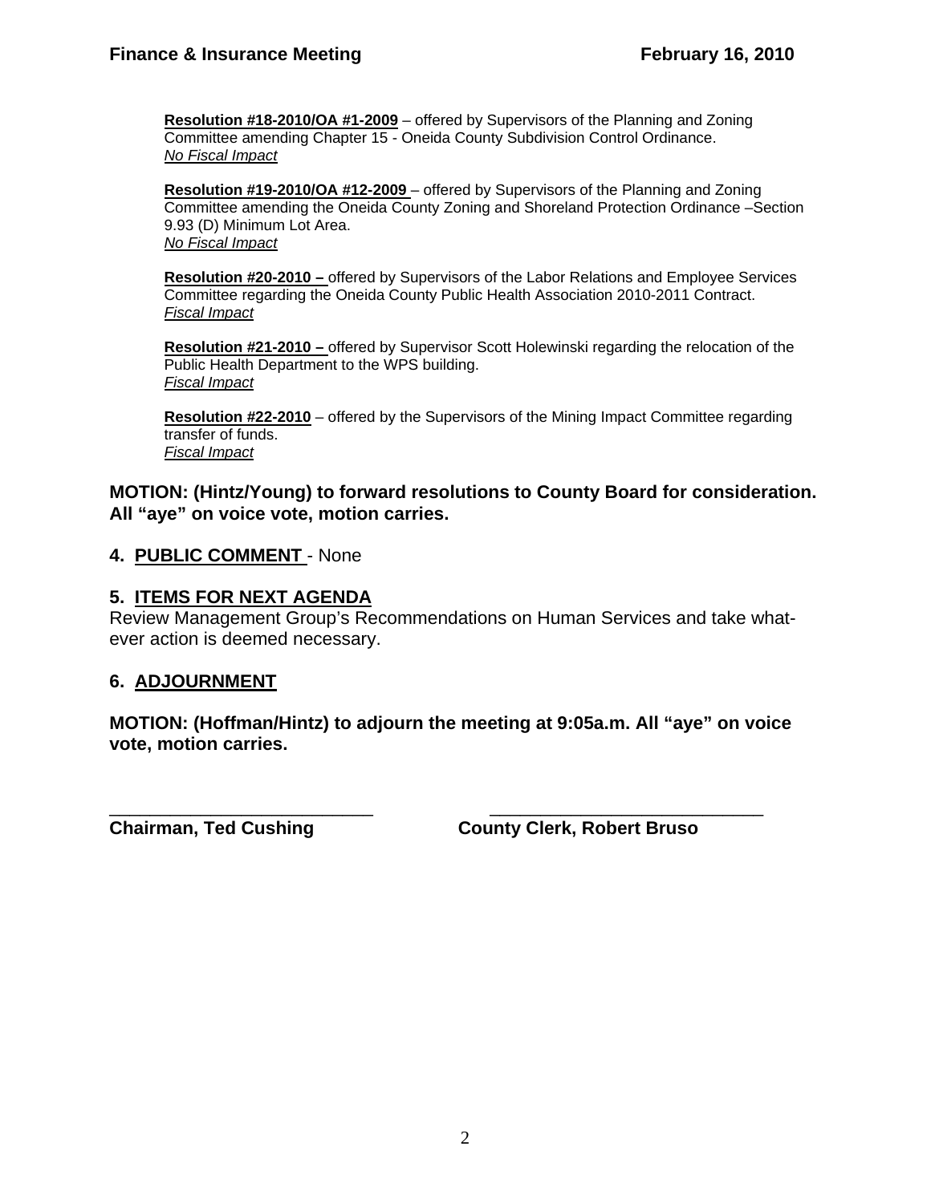**Resolution #18-2010/OA #1-2009** – offered by Supervisors of the Planning and Zoning Committee amending Chapter 15 - Oneida County Subdivision Control Ordinance.
*No Fiscal Impact*

**Resolution #19-2010/OA #12-2009** – offered by Supervisors of the Planning and Zoning Committee amending the Oneida County Zoning and Shoreland Protection Ordinance –Section 9.93 (D) Minimum Lot Area.
*No Fiscal Impact*

**Resolution #20-2010 –** offered by Supervisors of the Labor Relations and Employee Services Committee regarding the Oneida County Public Health Association 2010-2011 Contract.
*Fiscal Impact*

**Resolution #21-2010 –** offered by Supervisor Scott Holewinski regarding the relocation of the Public Health Department to the WPS building.
*Fiscal Impact*

**Resolution #22-2010** – offered by the Supervisors of the Mining Impact Committee regarding transfer of funds.
*Fiscal Impact*

**MOTION: (Hintz/Young) to forward resolutions to County Board for consideration. All "aye" on voice vote, motion carries.**

## 4. PUBLIC COMMENT - None

## 5. ITEMS FOR NEXT AGENDA

Review Management Group's Recommendations on Human Services and take whatever action is deemed necessary.

## 6. ADJOURNMENT

**MOTION: (Hoffman/Hintz) to adjourn the meeting at 9:05a.m. All "aye" on voice vote, motion carries.**

___________________________ ___________________________

**Chairman, Ted Cushing** **County Clerk, Robert Bruso**